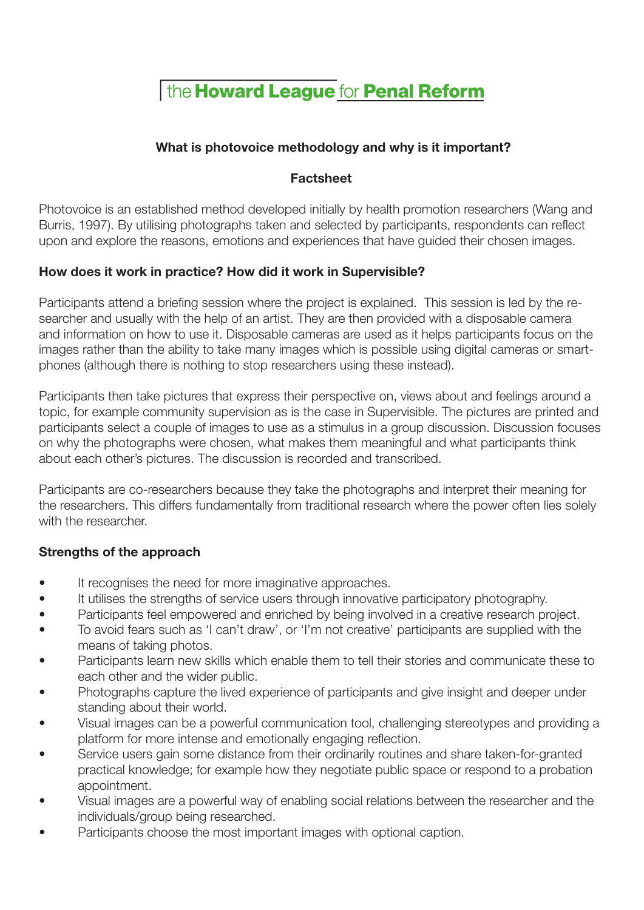the **Howard League** for **Penal Reform**

## What is photovoice methodology and why is it important?

### Factsheet

Photovoice is an established method developed initially by health promotion researchers (Wang and Burris, 1997). By utilising photographs taken and selected by participants, respondents can reflect upon and explore the reasons, emotions and experiences that have guided their chosen images.

### How does it work in practice? How did it work in Supervisible?

Participants attend a briefing session where the project is explained. This session is led by the researcher and usually with the help of an artist. They are then provided with a disposable camera and information on how to use it. Disposable cameras are used as it helps participants focus on the images rather than the ability to take many images which is possible using digital cameras or smartphones (although there is nothing to stop researchers using these instead).

Participants then take pictures that express their perspective on, views about and feelings around a topic, for example community supervision as is the case in Supervisible. The pictures are printed and participants select a couple of images to use as a stimulus in a group discussion. Discussion focuses on why the photographs were chosen, what makes them meaningful and what participants think about each other's pictures. The discussion is recorded and transcribed.

Participants are co-researchers because they take the photographs and interpret their meaning for the researchers. This differs fundamentally from traditional research where the power often lies solely with the researcher.

### Strengths of the approach

- It recognises the need for more imaginative approaches.
- It utilises the strengths of service users through innovative participatory photography.
- Participants feel empowered and enriched by being involved in a creative research project.
- To avoid fears such as 'I can't draw', or 'I'm not creative' participants are supplied with the means of taking photos.
- Participants learn new skills which enable them to tell their stories and communicate these to each other and the wider public.
- Photographs capture the lived experience of participants and give insight and deeper under standing about their world.
- Visual images can be a powerful communication tool, challenging stereotypes and providing a platform for more intense and emotionally engaging reflection.
- Service users gain some distance from their ordinarily routines and share taken-for-granted practical knowledge; for example how they negotiate public space or respond to a probation appointment.
- Visual images are a powerful way of enabling social relations between the researcher and the individuals/group being researched.
- Participants choose the most important images with optional caption.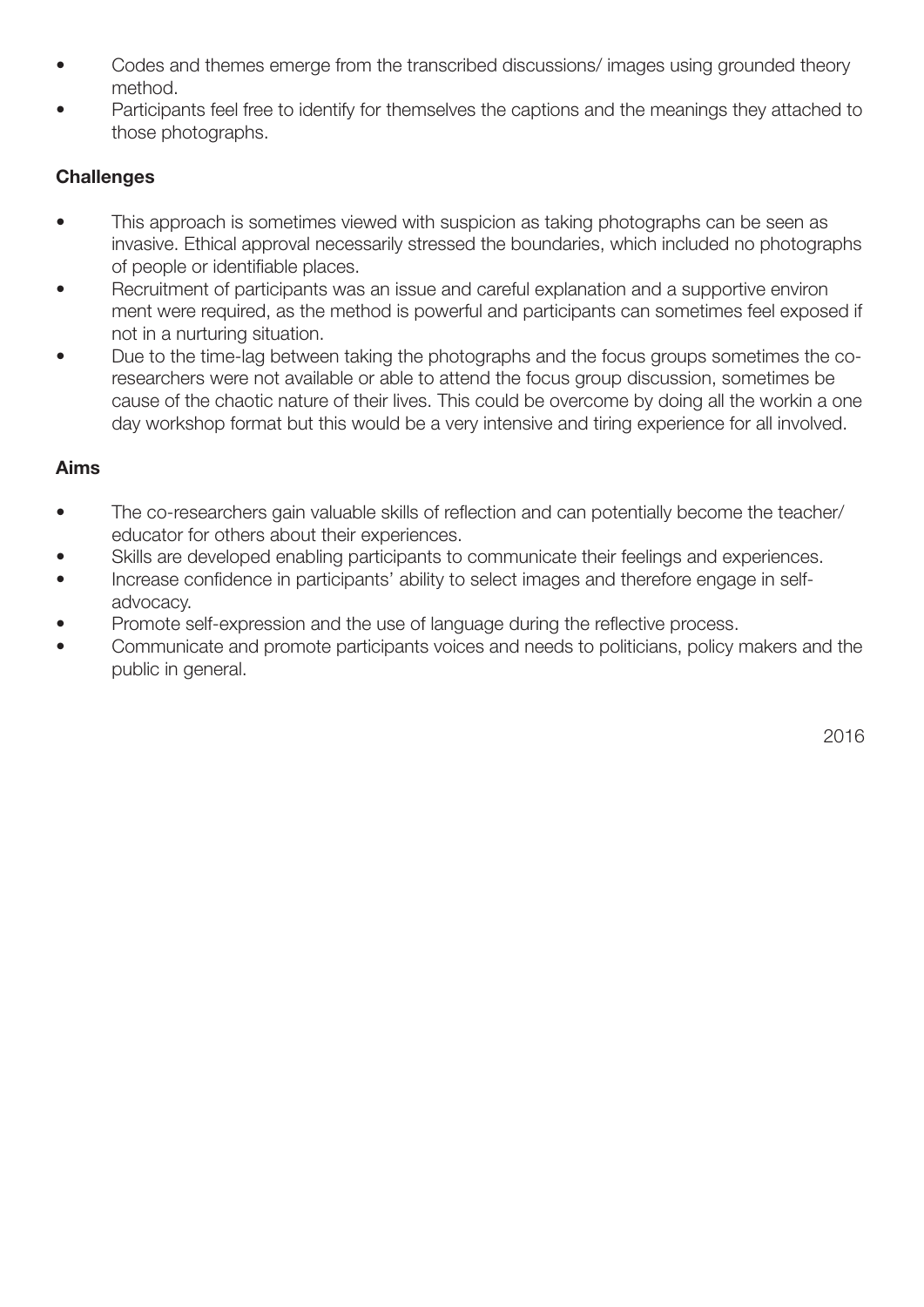- Codes and themes emerge from the transcribed discussions/ images using grounded theory method.
- Participants feel free to identify for themselves the captions and the meanings they attached to those photographs.

**Challenges**

- This approach is sometimes viewed with suspicion as taking photographs can be seen as invasive. Ethical approval necessarily stressed the boundaries, which included no photographs of people or identifiable places.
- Recruitment of participants was an issue and careful explanation and a supportive environ ment were required, as the method is powerful and participants can sometimes feel exposed if not in a nurturing situation.
- Due to the time-lag between taking the photographs and the focus groups sometimes the co-researchers were not available or able to attend the focus group discussion, sometimes be cause of the chaotic nature of their lives. This could be overcome by doing all the workin a one day workshop format but this would be a very intensive and tiring experience for all involved.

**Aims**

- The co-researchers gain valuable skills of reflection and can potentially become the teacher/ educator for others about their experiences.
- Skills are developed enabling participants to communicate their feelings and experiences.
- Increase confidence in participants' ability to select images and therefore engage in self-advocacy.
- Promote self-expression and the use of language during the reflective process.
- Communicate and promote participants voices and needs to politicians, policy makers and the public in general.

2016